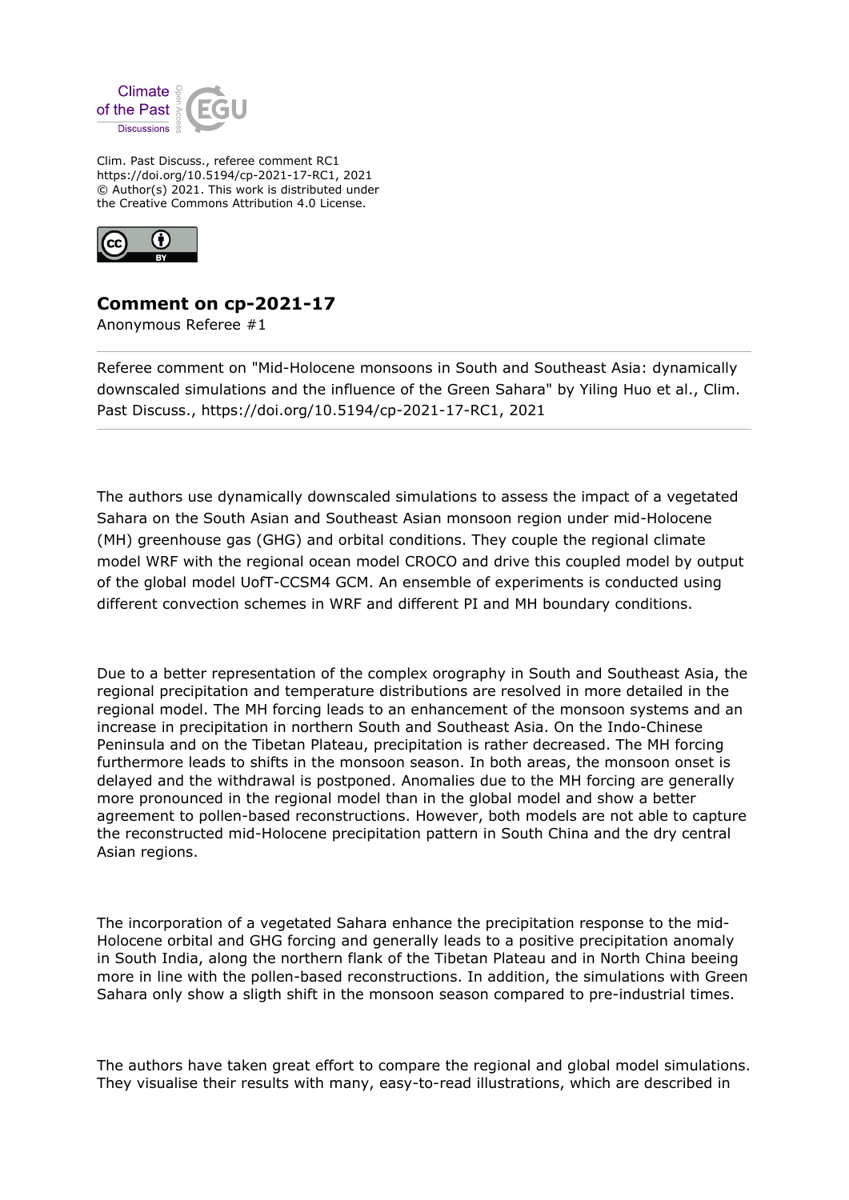Clim. Past Discuss., referee comment RC1
https://doi.org/10.5194/cp-2021-17-RC1, 2021
© Author(s) 2021. This work is distributed under
the Creative Commons Attribution 4.0 License.

## Comment on cp-2021-17

Anonymous Referee #1

---

Referee comment on "Mid-Holocene monsoons in South and Southeast Asia: dynamically downscaled simulations and the influence of the Green Sahara" by Yiling Huo et al., Clim. Past Discuss., https://doi.org/10.5194/cp-2021-17-RC1, 2021

---

The authors use dynamically downscaled simulations to assess the impact of a vegetated Sahara on the South Asian and Southeast Asian monsoon region under mid-Holocene (MH) greenhouse gas (GHG) and orbital conditions. They couple the regional climate model WRF with the regional ocean model CROCO and drive this coupled model by output of the global model UofT-CCSM4 GCM. An ensemble of experiments is conducted using different convection schemes in WRF and different PI and MH boundary conditions.

Due to a better representation of the complex orography in South and Southeast Asia, the regional precipitation and temperature distributions are resolved in more detailed in the regional model. The MH forcing leads to an enhancement of the monsoon systems and an increase in precipitation in northern South and Southeast Asia. On the Indo-Chinese Peninsula and on the Tibetan Plateau, precipitation is rather decreased. The MH forcing furthermore leads to shifts in the monsoon season. In both areas, the monsoon onset is delayed and the withdrawal is postponed. Anomalies due to the MH forcing are generally more pronounced in the regional model than in the global model and show a better agreement to pollen-based reconstructions. However, both models are not able to capture the reconstructed mid-Holocene precipitation pattern in South China and the dry central Asian regions.

The incorporation of a vegetated Sahara enhance the precipitation response to the mid-Holocene orbital and GHG forcing and generally leads to a positive precipitation anomaly in South India, along the northern flank of the Tibetan Plateau and in North China beeing more in line with the pollen-based reconstructions. In addition, the simulations with Green Sahara only show a sligth shift in the monsoon season compared to pre-industrial times.

The authors have taken great effort to compare the regional and global model simulations. They visualise their results with many, easy-to-read illustrations, which are described in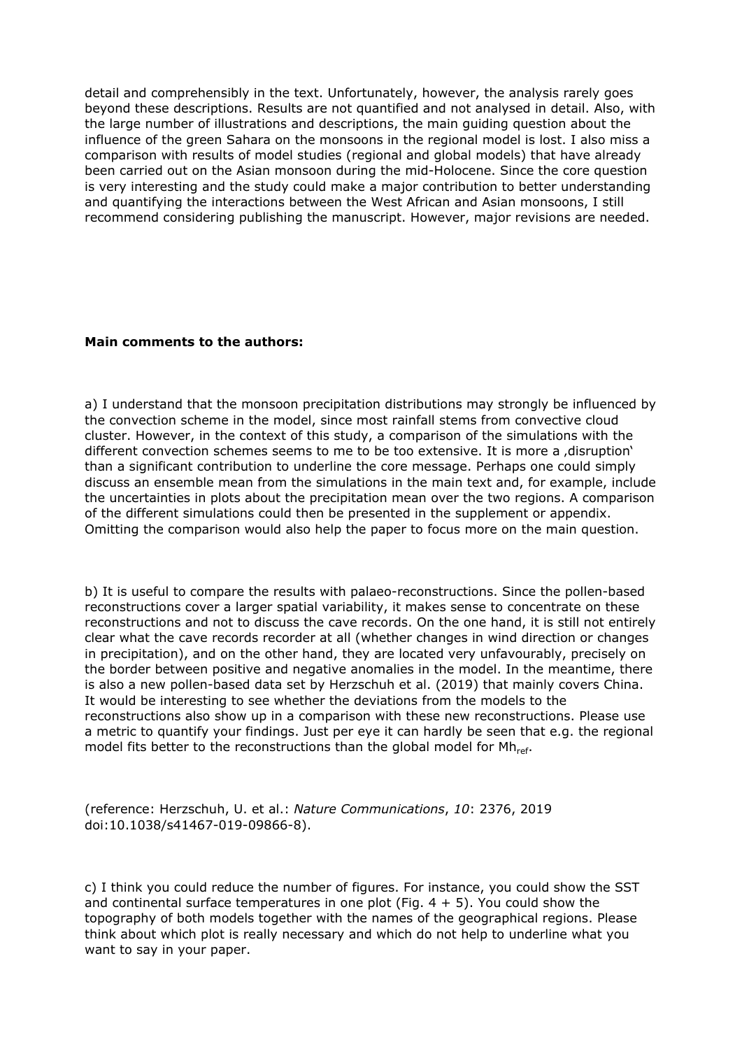detail and comprehensibly in the text. Unfortunately, however, the analysis rarely goes beyond these descriptions. Results are not quantified and not analysed in detail. Also, with the large number of illustrations and descriptions, the main guiding question about the influence of the green Sahara on the monsoons in the regional model is lost. I also miss a comparison with results of model studies (regional and global models) that have already been carried out on the Asian monsoon during the mid-Holocene. Since the core question is very interesting and the study could make a major contribution to better understanding and quantifying the interactions between the West African and Asian monsoons, I still recommend considering publishing the manuscript. However, major revisions are needed.

**Main comments to the authors:**

a) I understand that the monsoon precipitation distributions may strongly be influenced by the convection scheme in the model, since most rainfall stems from convective cloud cluster. However, in the context of this study, a comparison of the simulations with the different convection schemes seems to me to be too extensive. It is more a ‚disruption' than a significant contribution to underline the core message. Perhaps one could simply discuss an ensemble mean from the simulations in the main text and, for example, include the uncertainties in plots about the precipitation mean over the two regions. A comparison of the different simulations could then be presented in the supplement or appendix. Omitting the comparison would also help the paper to focus more on the main question.

b) It is useful to compare the results with palaeo-reconstructions. Since the pollen-based reconstructions cover a larger spatial variability, it makes sense to concentrate on these reconstructions and not to discuss the cave records. On the one hand, it is still not entirely clear what the cave records recorder at all (whether changes in wind direction or changes in precipitation), and on the other hand, they are located very unfavourably, precisely on the border between positive and negative anomalies in the model. In the meantime, there is also a new pollen-based data set by Herzschuh et al. (2019) that mainly covers China. It would be interesting to see whether the deviations from the models to the reconstructions also show up in a comparison with these new reconstructions. Please use a metric to quantify your findings. Just per eye it can hardly be seen that e.g. the regional model fits better to the reconstructions than the global model for $Mh_{ref}$.

(reference: Herzschuh, U. et al.: *Nature Communications*, *10*: 2376, 2019 doi:10.1038/s41467-019-09866-8).

c) I think you could reduce the number of figures. For instance, you could show the SST and continental surface temperatures in one plot (Fig. 4 + 5). You could show the topography of both models together with the names of the geographical regions. Please think about which plot is really necessary and which do not help to underline what you want to say in your paper.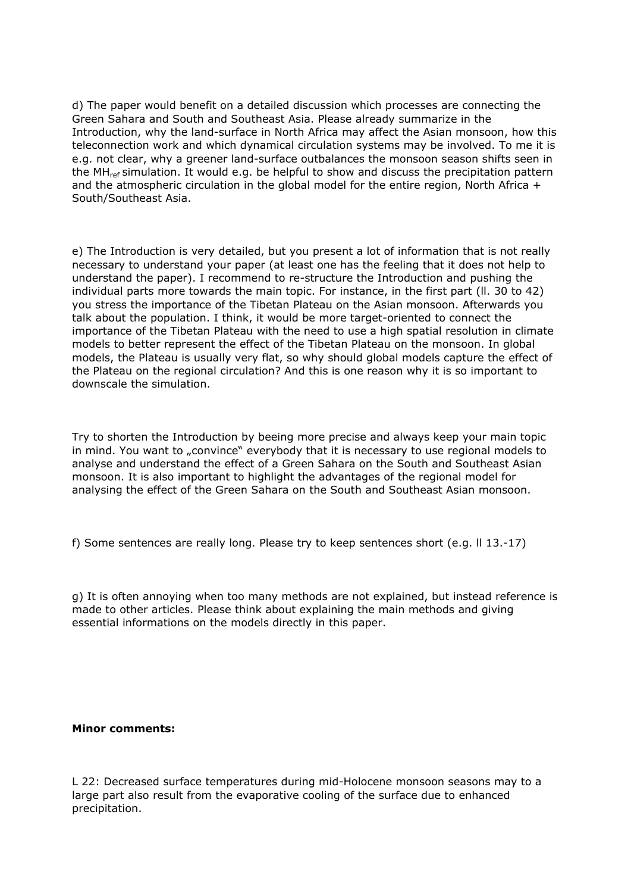d) The paper would benefit on a detailed discussion which processes are connecting the Green Sahara and South and Southeast Asia. Please already summarize in the Introduction, why the land-surface in North Africa may affect the Asian monsoon, how this teleconnection work and which dynamical circulation systems may be involved. To me it is e.g. not clear, why a greener land-surface outbalances the monsoon season shifts seen in the $MH_{ref}$ simulation. It would e.g. be helpful to show and discuss the precipitation pattern and the atmospheric circulation in the global model for the entire region, North Africa + South/Southeast Asia.

e) The Introduction is very detailed, but you present a lot of information that is not really necessary to understand your paper (at least one has the feeling that it does not help to understand the paper). I recommend to re-structure the Introduction and pushing the individual parts more towards the main topic. For instance, in the first part (ll. 30 to 42) you stress the importance of the Tibetan Plateau on the Asian monsoon. Afterwards you talk about the population. I think, it would be more target-oriented to connect the importance of the Tibetan Plateau with the need to use a high spatial resolution in climate models to better represent the effect of the Tibetan Plateau on the monsoon. In global models, the Plateau is usually very flat, so why should global models capture the effect of the Plateau on the regional circulation? And this is one reason why it is so important to downscale the simulation.

Try to shorten the Introduction by beeing more precise and always keep your main topic in mind. You want to „convince" everybody that it is necessary to use regional models to analyse and understand the effect of a Green Sahara on the South and Southeast Asian monsoon. It is also important to highlight the advantages of the regional model for analysing the effect of the Green Sahara on the South and Southeast Asian monsoon.

f) Some sentences are really long. Please try to keep sentences short (e.g. ll 13.-17)

g) It is often annoying when too many methods are not explained, but instead reference is made to other articles. Please think about explaining the main methods and giving essential informations on the models directly in this paper.

**Minor comments:**

L 22: Decreased surface temperatures during mid-Holocene monsoon seasons may to a large part also result from the evaporative cooling of the surface due to enhanced precipitation.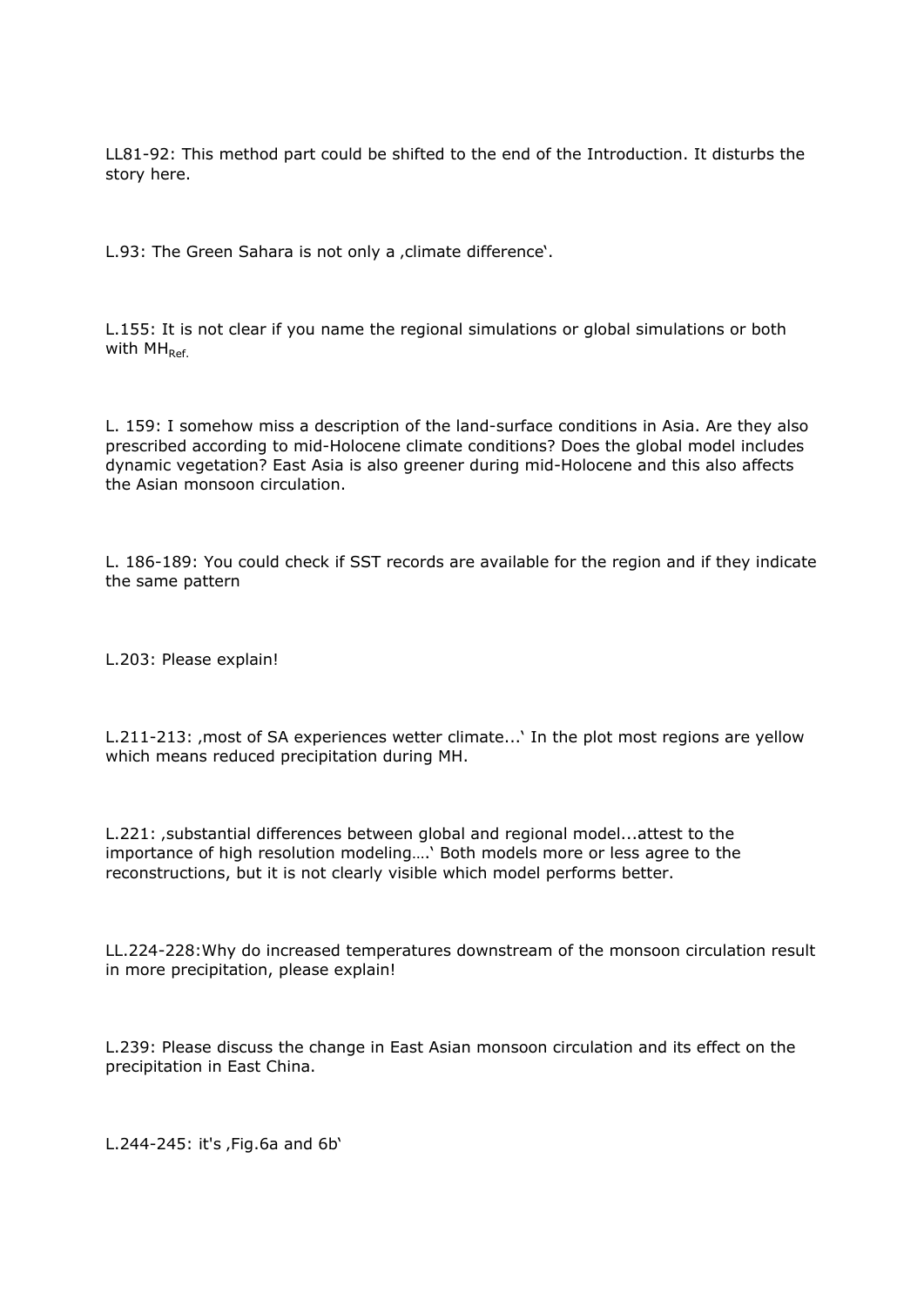LL81-92: This method part could be shifted to the end of the Introduction. It disturbs the story here.

L.93: The Green Sahara is not only a ‚climate difference‘.

L.155: It is not clear if you name the regional simulations or global simulations or both with $MH_{Ref.}$

L. 159: I somehow miss a description of the land-surface conditions in Asia. Are they also prescribed according to mid-Holocene climate conditions? Does the global model includes dynamic vegetation? East Asia is also greener during mid-Holocene and this also affects the Asian monsoon circulation.

L. 186-189: You could check if SST records are available for the region and if they indicate the same pattern

L.203: Please explain!

L.211-213: ‚most of SA experiences wetter climate...‘ In the plot most regions are yellow which means reduced precipitation during MH.

L.221: ‚substantial differences between global and regional model...attest to the importance of high resolution modeling….‘ Both models more or less agree to the reconstructions, but it is not clearly visible which model performs better.

LL.224-228:Why do increased temperatures downstream of the monsoon circulation result in more precipitation, please explain!

L.239: Please discuss the change in East Asian monsoon circulation and its effect on the precipitation in East China.

L.244-245: it's ‚Fig.6a and 6b‘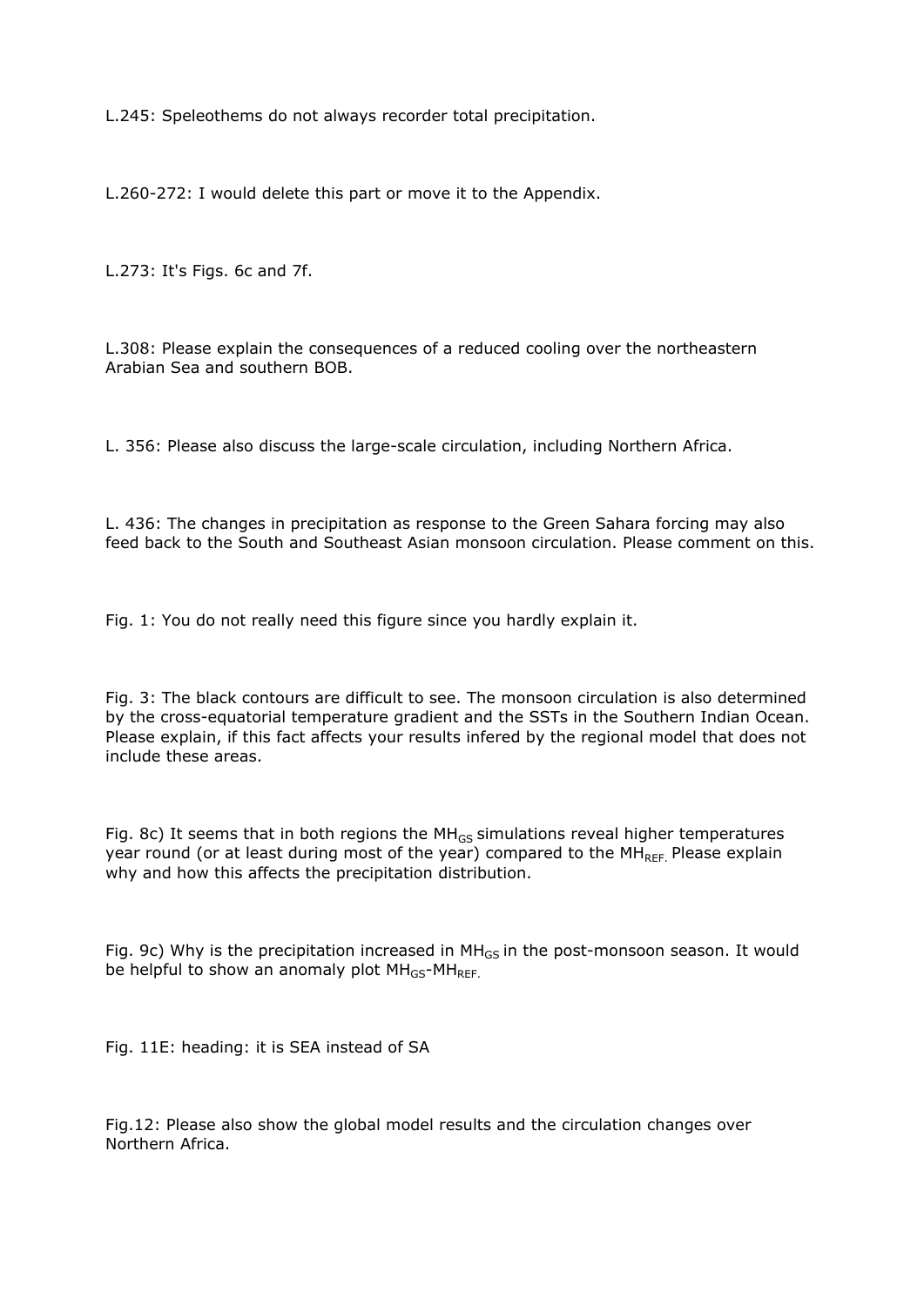L.245: Speleothems do not always recorder total precipitation.

L.260-272: I would delete this part or move it to the Appendix.

L.273: It's Figs. 6c and 7f.

L.308: Please explain the consequences of a reduced cooling over the northeastern Arabian Sea and southern BOB.

L. 356: Please also discuss the large-scale circulation, including Northern Africa.

L. 436: The changes in precipitation as response to the Green Sahara forcing may also feed back to the South and Southeast Asian monsoon circulation. Please comment on this.

Fig. 1: You do not really need this figure since you hardly explain it.

Fig. 3: The black contours are difficult to see. The monsoon circulation is also determined by the cross-equatorial temperature gradient and the SSTs in the Southern Indian Ocean. Please explain, if this fact affects your results infered by the regional model that does not include these areas.

Fig. 8c) It seems that in both regions the $MH_{GS}$ simulations reveal higher temperatures year round (or at least during most of the year) compared to the $MH_{REF.}$ Please explain why and how this affects the precipitation distribution.

Fig. 9c) Why is the precipitation increased in $MH_{GS}$ in the post-monsoon season. It would be helpful to show an anomaly plot $MH_{GS}$-$MH_{REF.}$

Fig. 11E: heading: it is SEA instead of SA

Fig.12: Please also show the global model results and the circulation changes over Northern Africa.